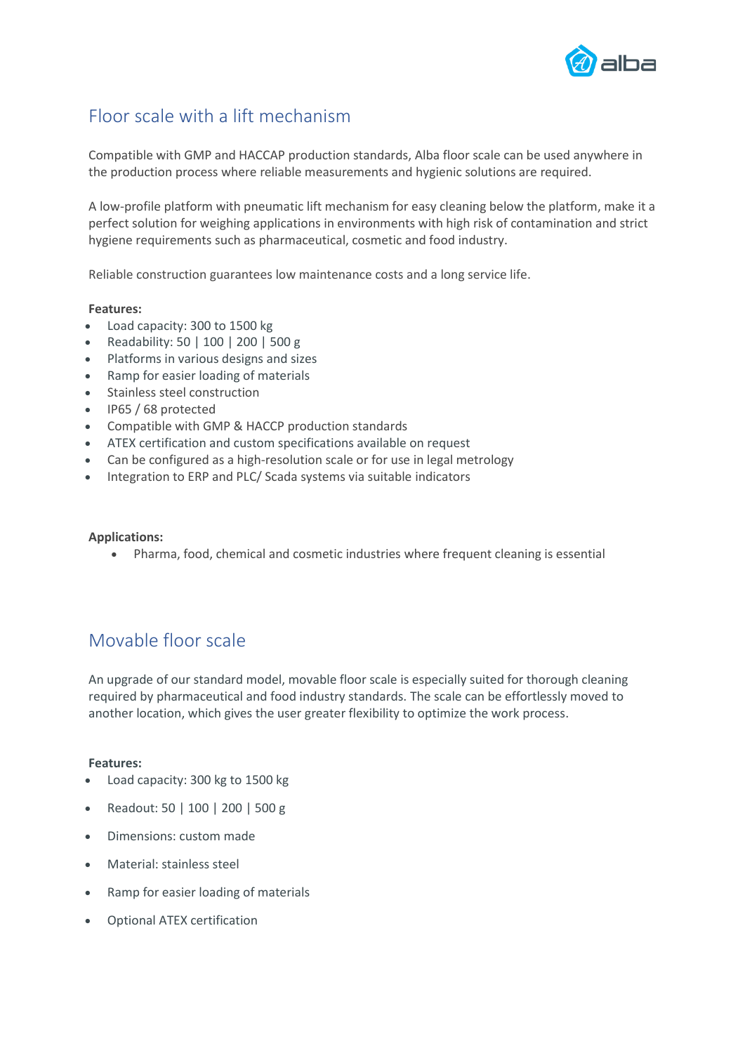## Floor scale with a lift mechanism

Compatible with GMP and HACCAP production standards, Alba floor scale can be used anywhere in the production process where reliable measurements and hygienic solutions are required.

A low-profile platform with pneumatic lift mechanism for easy cleaning below the platform, make it a perfect solution for weighing applications in environments with high risk of contamination and strict hygiene requirements such as pharmaceutical, cosmetic and food industry.

Reliable construction guarantees low maintenance costs and a long service life.

**Features:**

- Load capacity: 300 to 1500 kg
- Readability: 50 | 100 | 200 | 500 g
- Platforms in various designs and sizes
- Ramp for easier loading of materials
- Stainless steel construction
- IP65 / 68 protected
- Compatible with GMP & HACCP production standards
- ATEX certification and custom specifications available on request
- Can be configured as a high-resolution scale or for use in legal metrology
- Integration to ERP and PLC/ Scada systems via suitable indicators

**Applications:**

- Pharma, food, chemical and cosmetic industries where frequent cleaning is essential

## Movable floor scale

An upgrade of our standard model, movable floor scale is especially suited for thorough cleaning required by pharmaceutical and food industry standards. The scale can be effortlessly moved to another location, which gives the user greater flexibility to optimize the work process.

**Features:**

- Load capacity: 300 kg to 1500 kg
- Readout: 50 | 100 | 200 | 500 g
- Dimensions: custom made
- Material: stainless steel
- Ramp for easier loading of materials
- Optional ATEX certification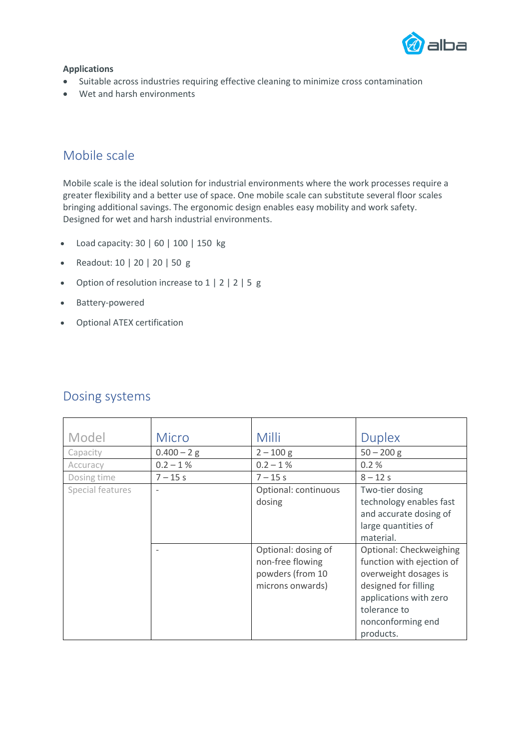**Applications**

- Suitable across industries requiring effective cleaning to minimize cross contamination
- Wet and harsh environments

## Mobile scale

Mobile scale is the ideal solution for industrial environments where the work processes require a greater flexibility and a better use of space. One mobile scale can substitute several floor scales bringing additional savings. The ergonomic design enables easy mobility and work safety. Designed for wet and harsh industrial environments.

- Load capacity: 30 | 60 | 100 | 150 kg
- Readout: 10 | 20 | 20 | 50 g
- Option of resolution increase to 1 | 2 | 2 | 5 g
- Battery-powered
- Optional ATEX certification

## Dosing systems

| Model | Micro | Milli | Duplex |
|---|---|---|---|
| Capacity | 0.400 – 2 g | 2 – 100 g | 50 – 200 g |
| Accuracy | 0.2 – 1 % | 0.2 – 1 % | 0.2 % |
| Dosing time | 7 – 15 s | 7 – 15 s | 8 – 12 s |
| Special features | - | Optional: continuous dosing | Two-tier dosing technology enables fast and accurate dosing of large quantities of material. |
| | - | Optional: dosing of non-free flowing powders (from 10 microns onwards) | Optional: Checkweighing function with ejection of overweight dosages is designed for filling applications with zero tolerance to nonconforming end products. |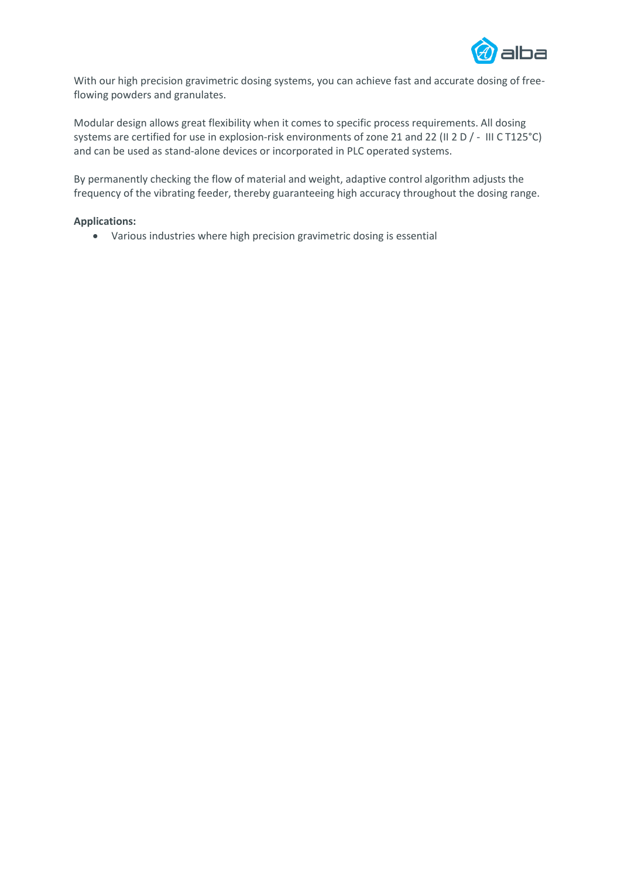With our high precision gravimetric dosing systems, you can achieve fast and accurate dosing of free-flowing powders and granulates.

Modular design allows great flexibility when it comes to specific process requirements. All dosing systems are certified for use in explosion-risk environments of zone 21 and 22 (II 2 D / - III C T125°C) and can be used as stand-alone devices or incorporated in PLC operated systems.

By permanently checking the flow of material and weight, adaptive control algorithm adjusts the frequency of the vibrating feeder, thereby guaranteeing high accuracy throughout the dosing range.

**Applications:**

- Various industries where high precision gravimetric dosing is essential